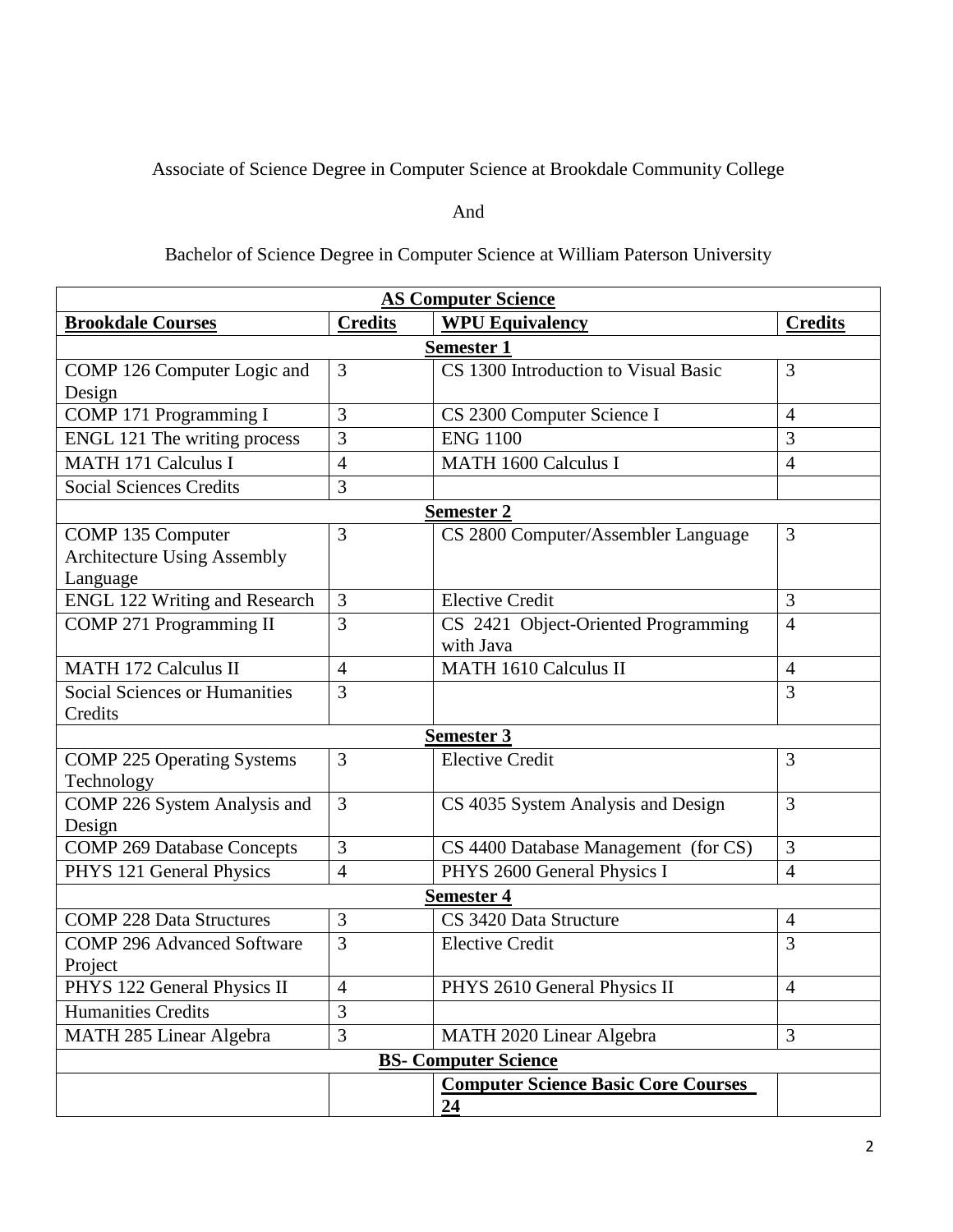Associate of Science Degree in Computer Science at Brookdale Community College

And

Bachelor of Science Degree in Computer Science at William Paterson University

| **AS Computer Science** | | | |
|---|---|---|---|
| **Brookdale Courses** | **Credits** | **WPU Equivalency** | **Credits** |
| **Semester 1** | | | |
| COMP 126 Computer Logic and Design | 3 | CS 1300 Introduction to Visual Basic | 3 |
| COMP 171 Programming I | 3 | CS 2300 Computer Science I | 4 |
| ENGL 121 The writing process | 3 | ENG 1100 | 3 |
| MATH 171 Calculus I | 4 | MATH 1600 Calculus I | 4 |
| Social Sciences Credits | 3 | | |
| **Semester 2** | | | |
| COMP 135 Computer Architecture Using Assembly Language | 3 | CS 2800 Computer/Assembler Language | 3 |
| ENGL 122 Writing and Research | 3 | Elective Credit | 3 |
| COMP 271 Programming II | 3 | CS 2421 Object-Oriented Programming with Java | 4 |
| MATH 172 Calculus II | 4 | MATH 1610 Calculus II | 4 |
| Social Sciences or Humanities Credits | 3 | | 3 |
| **Semester 3** | | | |
| COMP 225 Operating Systems Technology | 3 | Elective Credit | 3 |
| COMP 226 System Analysis and Design | 3 | CS 4035 System Analysis and Design | 3 |
| COMP 269 Database Concepts | 3 | CS 4400 Database Management (for CS) | 3 |
| PHYS 121 General Physics | 4 | PHYS 2600 General Physics I | 4 |
| **Semester 4** | | | |
| COMP 228 Data Structures | 3 | CS 3420 Data Structure | 4 |
| COMP 296 Advanced Software Project | 3 | Elective Credit | 3 |
| PHYS 122 General Physics II | 4 | PHYS 2610 General Physics II | 4 |
| Humanities Credits | 3 | | |
| MATH 285 Linear Algebra | 3 | MATH 2020 Linear Algebra | 3 |
| **BS- Computer Science** | | | |
| | | **Computer Science Basic Core Courses 24** | |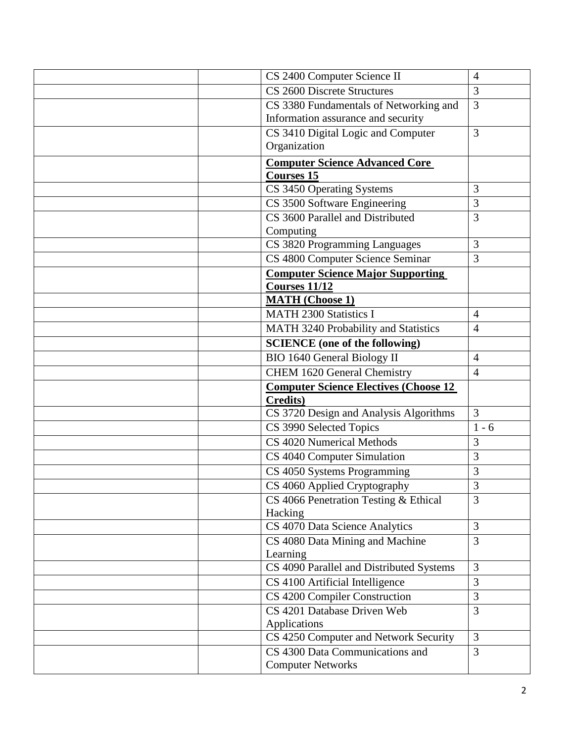| | | | |
|---|---|---|---|
| | | CS 2400 Computer Science II | 4 |
| | | CS 2600 Discrete Structures | 3 |
| | | CS 3380 Fundamentals of Networking and Information assurance and security | 3 |
| | | CS 3410 Digital Logic and Computer Organization | 3 |
| | | **<u>Computer Science Advanced Core Courses 15</u>** | |
| | | CS 3450 Operating Systems | 3 |
| | | CS 3500 Software Engineering | 3 |
| | | CS 3600 Parallel and Distributed Computing | 3 |
| | | CS 3820 Programming Languages | 3 |
| | | CS 4800 Computer Science Seminar | 3 |
| | | **<u>Computer Science Major Supporting Courses 11/12</u>** | |
| | | **<u>MATH (Choose 1)</u>** | |
| | | MATH 2300 Statistics I | 4 |
| | | MATH 3240 Probability and Statistics | 4 |
| | | **SCIENCE (one of the following)** | |
| | | BIO 1640 General Biology II | 4 |
| | | CHEM 1620 General Chemistry | 4 |
| | | **<u>Computer Science Electives (Choose 12 Credits)</u>** | |
| | | CS 3720 Design and Analysis Algorithms | 3 |
| | | CS 3990 Selected Topics | 1 - 6 |
| | | CS 4020 Numerical Methods | 3 |
| | | CS 4040 Computer Simulation | 3 |
| | | CS 4050 Systems Programming | 3 |
| | | CS 4060 Applied Cryptography | 3 |
| | | CS 4066 Penetration Testing & Ethical Hacking | 3 |
| | | CS 4070 Data Science Analytics | 3 |
| | | CS 4080 Data Mining and Machine Learning | 3 |
| | | CS 4090 Parallel and Distributed Systems | 3 |
| | | CS 4100 Artificial Intelligence | 3 |
| | | CS 4200 Compiler Construction | 3 |
| | | CS 4201 Database Driven Web Applications | 3 |
| | | CS 4250 Computer and Network Security | 3 |
| | | CS 4300 Data Communications and Computer Networks | 3 |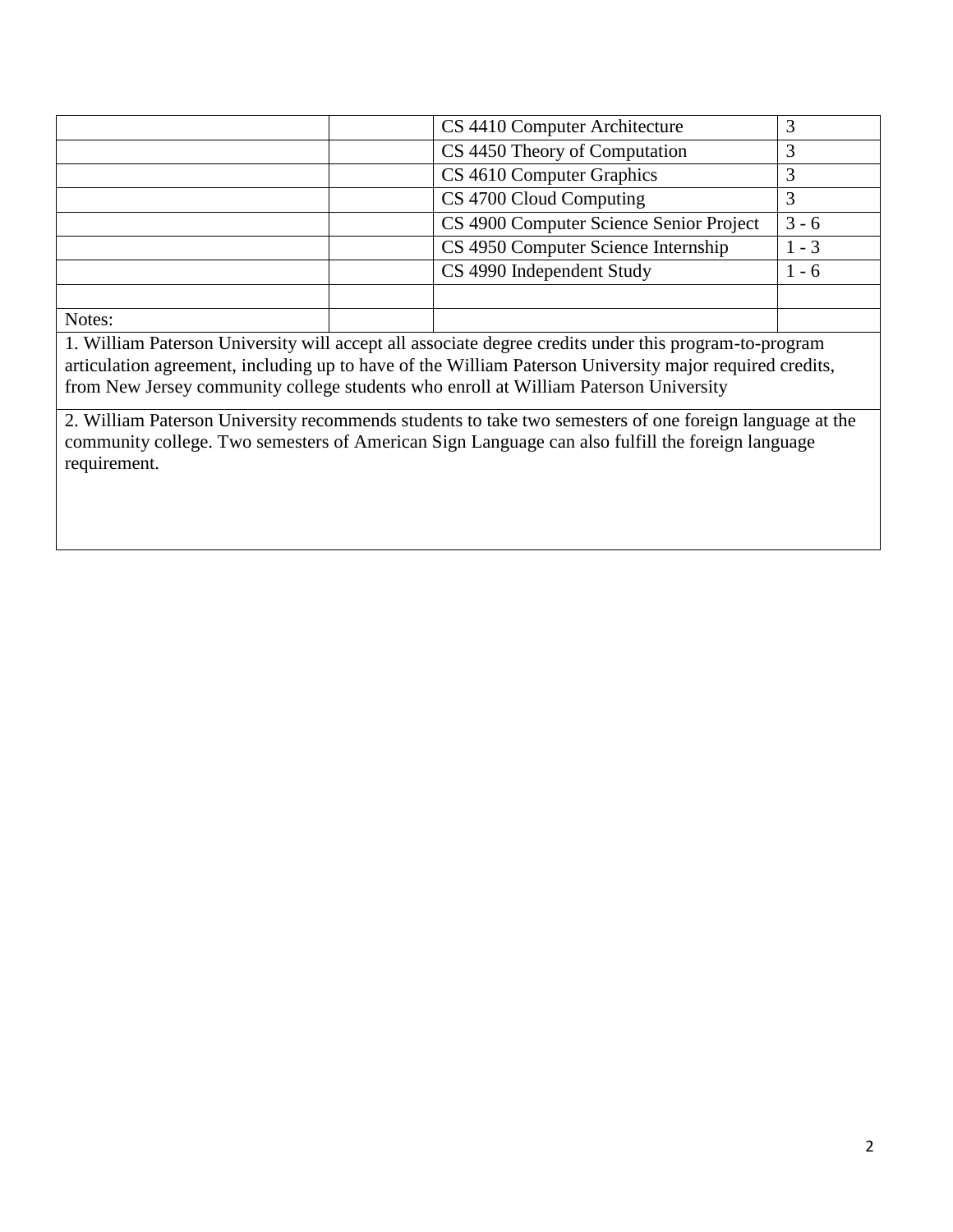| | | | |
|---|---|---|---|
| | | CS 4410 Computer Architecture | 3 |
| | | CS 4450 Theory of Computation | 3 |
| | | CS 4610 Computer Graphics | 3 |
| | | CS 4700 Cloud Computing | 3 |
| | | CS 4900 Computer Science Senior Project | 3 - 6 |
| | | CS 4950 Computer Science Internship | 1 - 3 |
| | | CS 4990 Independent Study | 1 - 6 |
| | | | |
| Notes: | | | |

1. William Paterson University will accept all associate degree credits under this program-to-program articulation agreement, including up to have of the William Paterson University major required credits, from New Jersey community college students who enroll at William Paterson University

2. William Paterson University recommends students to take two semesters of one foreign language at the community college. Two semesters of American Sign Language can also fulfill the foreign language requirement.